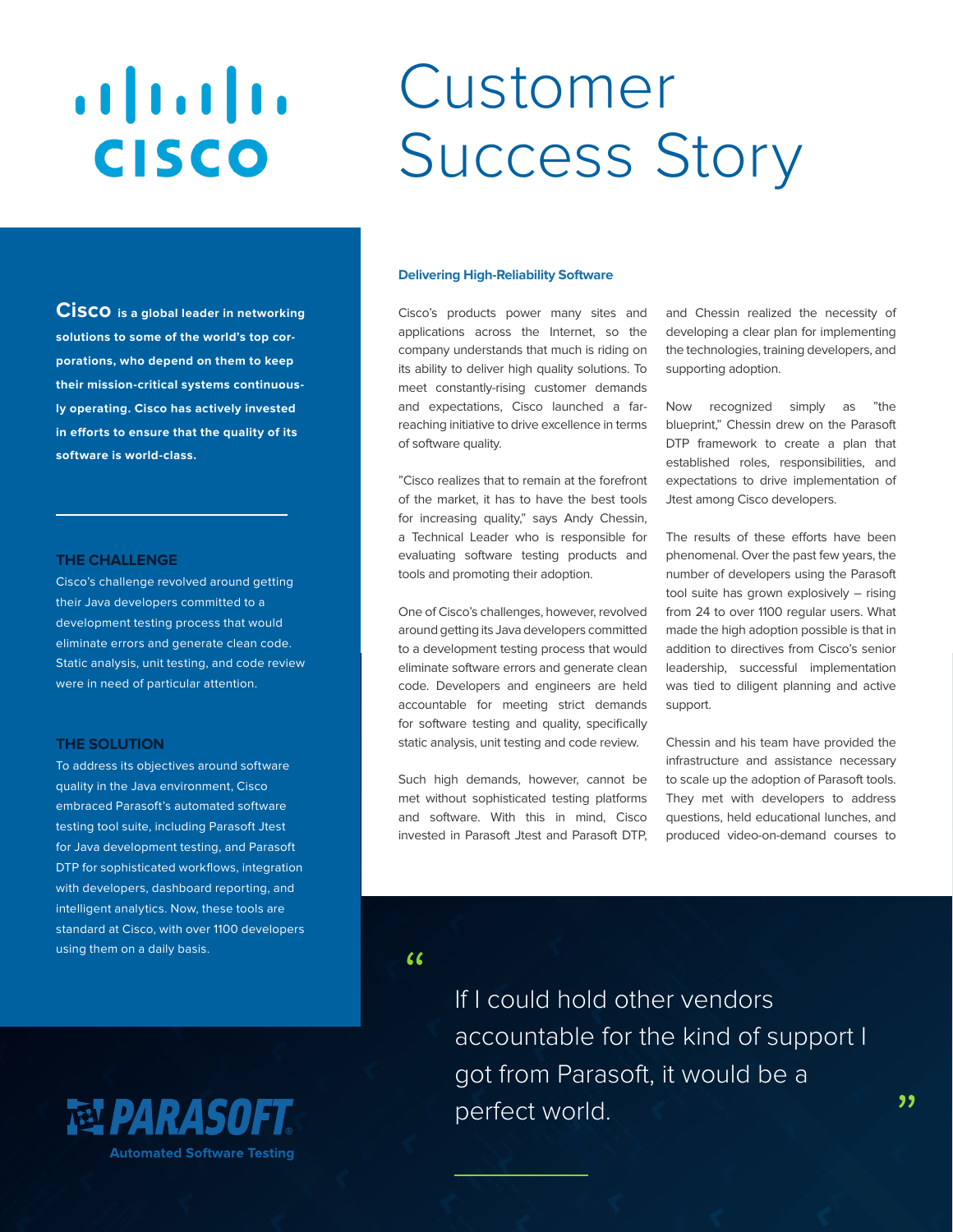# Customer Success Story

**Cisco** **is a global leader in networking solutions to some of the world's top corporations, who depend on them to keep their mission-critical systems continuously operating. Cisco has actively invested in efforts to ensure that the quality of its software is world-class.**

### THE CHALLENGE

Cisco's challenge revolved around getting their Java developers committed to a development testing process that would eliminate errors and generate clean code. Static analysis, unit testing, and code review were in need of particular attention.

### THE SOLUTION

To address its objectives around software quality in the Java environment, Cisco embraced Parasoft's automated software testing tool suite, including Parasoft Jtest for Java development testing, and Parasoft DTP for sophisticated workflows, integration with developers, dashboard reporting, and intelligent analytics. Now, these tools are standard at Cisco, with over 1100 developers using them on a daily basis.

PARASOFT
Automated Software Testing

## Delivering High-Reliability Software

Cisco's products power many sites and applications across the Internet, so the company understands that much is riding on its ability to deliver high quality solutions. To meet constantly-rising customer demands and expectations, Cisco launched a far-reaching initiative to drive excellence in terms of software quality.

"Cisco realizes that to remain at the forefront of the market, it has to have the best tools for increasing quality," says Andy Chessin, a Technical Leader who is responsible for evaluating software testing products and tools and promoting their adoption.

One of Cisco's challenges, however, revolved around getting its Java developers committed to a development testing process that would eliminate software errors and generate clean code. Developers and engineers are held accountable for meeting strict demands for software testing and quality, specifically static analysis, unit testing and code review.

Such high demands, however, cannot be met without sophisticated testing platforms and software. With this in mind, Cisco invested in Parasoft Jtest and Parasoft DTP, and Chessin realized the necessity of developing a clear plan for implementing the technologies, training developers, and supporting adoption.

Now recognized simply as "the blueprint," Chessin drew on the Parasoft DTP framework to create a plan that established roles, responsibilities, and expectations to drive implementation of Jtest among Cisco developers.

The results of these efforts have been phenomenal. Over the past few years, the number of developers using the Parasoft tool suite has grown explosively – rising from 24 to over 1100 regular users. What made the high adoption possible is that in addition to directives from Cisco's senior leadership, successful implementation was tied to diligent planning and active support.

Chessin and his team have provided the infrastructure and assistance necessary to scale up the adoption of Parasoft tools. They met with developers to address questions, held educational lunches, and produced video-on-demand courses to

> "If I could hold other vendors accountable for the kind of support I got from Parasoft, it would be a perfect world."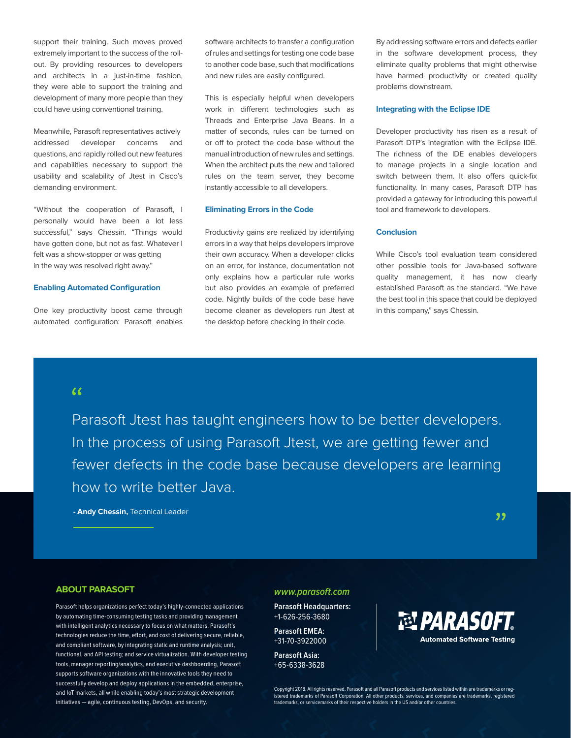support their training. Such moves proved extremely important to the success of the roll-out. By providing resources to developers and architects in a just-in-time fashion, they were able to support the training and development of many more people than they could have using conventional training.

Meanwhile, Parasoft representatives actively addressed developer concerns and questions, and rapidly rolled out new features and capabilities necessary to support the usability and scalability of Jtest in Cisco's demanding environment.

"Without the cooperation of Parasoft, I personally would have been a lot less successful," says Chessin. "Things would have gotten done, but not as fast. Whatever I felt was a show-stopper or was getting in the way was resolved right away."

### Enabling Automated Configuration

One key productivity boost came through automated configuration: Parasoft enables software architects to transfer a configuration of rules and settings for testing one code base to another code base, such that modifications and new rules are easily configured.

This is especially helpful when developers work in different technologies such as Threads and Enterprise Java Beans. In a matter of seconds, rules can be turned on or off to protect the code base without the manual introduction of new rules and settings. When the architect puts the new and tailored rules on the team server, they become instantly accessible to all developers.

### Eliminating Errors in the Code

Productivity gains are realized by identifying errors in a way that helps developers improve their own accuracy. When a developer clicks on an error, for instance, documentation not only explains how a particular rule works but also provides an example of preferred code. Nightly builds of the code base have become cleaner as developers run Jtest at the desktop before checking in their code.

By addressing software errors and defects earlier in the software development process, they eliminate quality problems that might otherwise have harmed productivity or created quality problems downstream.

### Integrating with the Eclipse IDE

Developer productivity has risen as a result of Parasoft DTP's integration with the Eclipse IDE. The richness of the IDE enables developers to manage projects in a single location and switch between them. It also offers quick-fix functionality. In many cases, Parasoft DTP has provided a gateway for introducing this powerful tool and framework to developers.

### Conclusion

While Cisco's tool evaluation team considered other possible tools for Java-based software quality management, it has now clearly established Parasoft as the standard. "We have the best tool in this space that could be deployed in this company," says Chessin.

> "Parasoft Jtest has taught engineers how to be better developers. In the process of using Parasoft Jtest, we are getting fewer and fewer defects in the code base because developers are learning how to write better Java."
>
> **- Andy Chessin,** Technical Leader

### ABOUT PARASOFT

Parasoft helps organizations perfect today's highly-connected applications by automating time-consuming testing tasks and providing management with intelligent analytics necessary to focus on what matters. Parasoft's technologies reduce the time, effort, and cost of delivering secure, reliable, and compliant software, by integrating static and runtime analysis; unit, functional, and API testing; and service virtualization. With developer testing tools, manager reporting/analytics, and executive dashboarding, Parasoft supports software organizations with the innovative tools they need to successfully develop and deploy applications in the embedded, enterprise, and IoT markets, all while enabling today's most strategic development initiatives — agile, continuous testing, DevOps, and security.

*www.parasoft.com*

**Parasoft Headquarters:**
+1-626-256-3680

**Parasoft EMEA:**
+31-70-3922000

**Parasoft Asia:**
+65-6338-3628

PARASOFT®
**Automated Software Testing**

Copyright 2018. All rights reserved. Parasoft and all Parasoft products and services listed within are trademarks or registered trademarks of Parasoft Corporation. All other products, services, and companies are trademarks, registered trademarks, or servicemarks of their respective holders in the US and/or other countries.